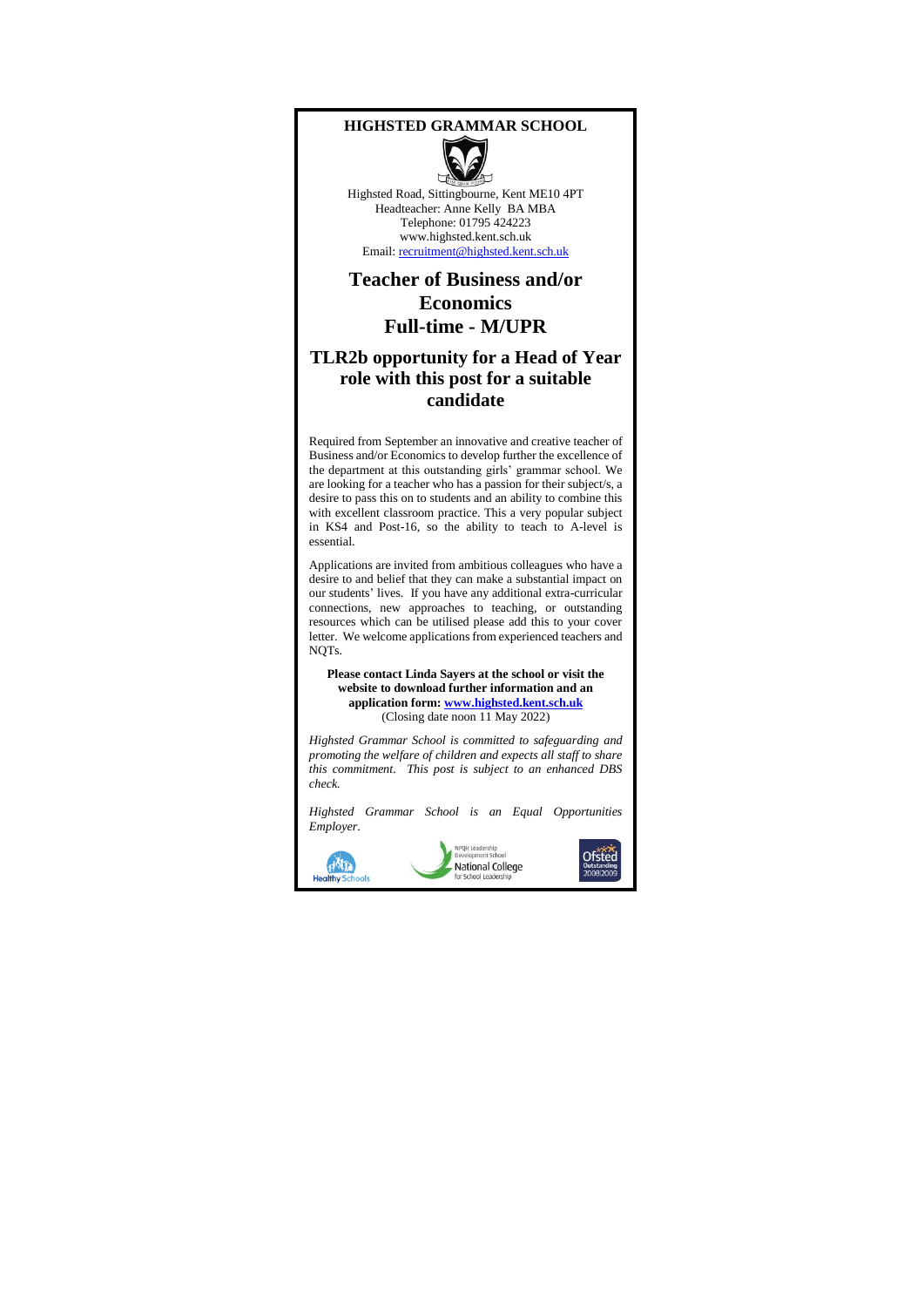# HIGHSTED GRAMMAR SCHOOL

Highsted Road, Sittingbourne, Kent ME10 4PT
Headteacher: Anne Kelly BA MBA
Telephone: 01795 424223
www.highsted.kent.sch.uk
Email: recruitment@highsted.kent.sch.uk

## Teacher of Business and/or Economics
## Full-time - M/UPR

### TLR2b opportunity for a Head of Year role with this post for a suitable candidate

Required from September an innovative and creative teacher of Business and/or Economics to develop further the excellence of the department at this outstanding girls' grammar school. We are looking for a teacher who has a passion for their subject/s, a desire to pass this on to students and an ability to combine this with excellent classroom practice. This a very popular subject in KS4 and Post-16, so the ability to teach to A-level is essential.

Applications are invited from ambitious colleagues who have a desire to and belief that they can make a substantial impact on our students' lives. If you have any additional extra-curricular connections, new approaches to teaching, or outstanding resources which can be utilised please add this to your cover letter. We welcome applications from experienced teachers and NQTs.

**Please contact Linda Sayers at the school or visit the website to download further information and an application form: www.highsted.kent.sch.uk**
(Closing date noon 11 May 2022)

*Highsted Grammar School is committed to safeguarding and promoting the welfare of children and expects all staff to share this commitment. This post is subject to an enhanced DBS check.*

*Highsted Grammar School is an Equal Opportunities Employer.*

Healthy Schools | NPQH Leadership Development School – National College for School Leadership | Ofsted Outstanding 2008/2009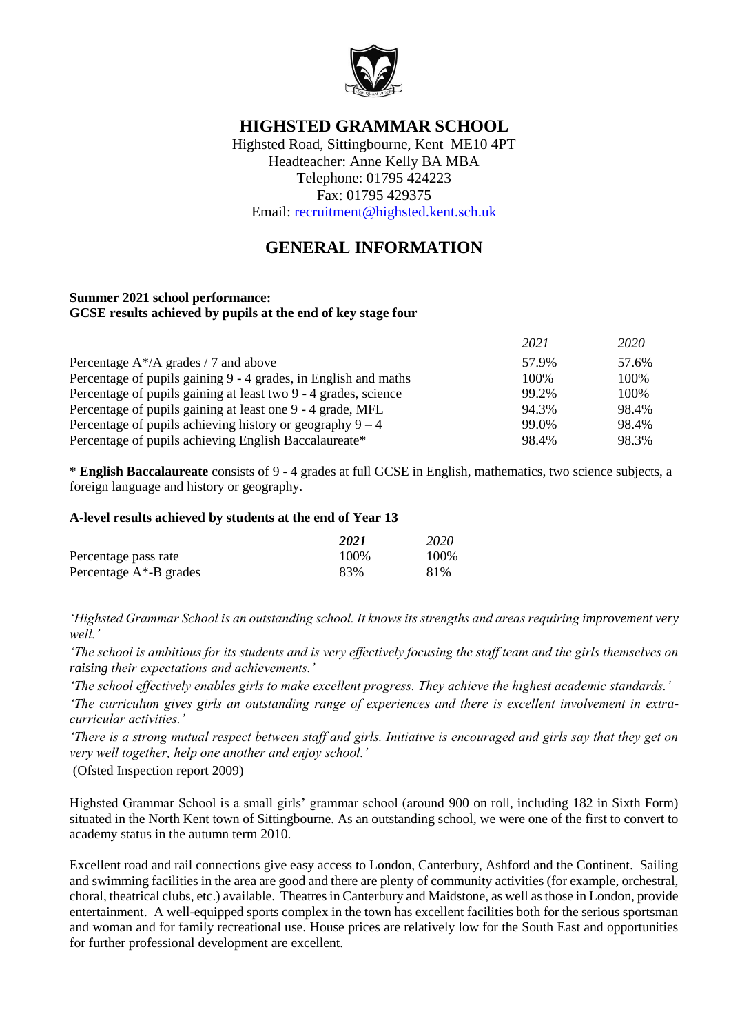# HIGHSTED GRAMMAR SCHOOL

Highsted Road, Sittingbourne, Kent ME10 4PT
Headteacher: Anne Kelly BA MBA
Telephone: 01795 424223
Fax: 01795 429375
Email: recruitment@highsted.kent.sch.uk

## GENERAL INFORMATION

**Summer 2021 school performance:**
**GCSE results achieved by pupils at the end of key stage four**

| | *2021* | *2020* |
|---|---|---|
| Percentage A*/A grades / 7 and above | 57.9% | 57.6% |
| Percentage of pupils gaining 9 - 4 grades, in English and maths | 100% | 100% |
| Percentage of pupils gaining at least two 9 - 4 grades, science | 99.2% | 100% |
| Percentage of pupils gaining at least one 9 - 4 grade, MFL | 94.3% | 98.4% |
| Percentage of pupils achieving history or geography 9 – 4 | 99.0% | 98.4% |
| Percentage of pupils achieving English Baccalaureate* | 98.4% | 98.3% |

* **English Baccalaureate** consists of 9 - 4 grades at full GCSE in English, mathematics, two science subjects, a foreign language and history or geography.

**A-level results achieved by students at the end of Year 13**

| | ***2021*** | *2020* |
|---|---|---|
| Percentage pass rate | 100% | 100% |
| Percentage A*-B grades | 83% | 81% |

*'Highsted Grammar School is an outstanding school. It knows its strengths and areas requiring improvement very well.'*

*'The school is ambitious for its students and is very effectively focusing the staff team and the girls themselves on raising their expectations and achievements.'*

*'The school effectively enables girls to make excellent progress. They achieve the highest academic standards.'*

*'The curriculum gives girls an outstanding range of experiences and there is excellent involvement in extra-curricular activities.'*

*'There is a strong mutual respect between staff and girls. Initiative is encouraged and girls say that they get on very well together, help one another and enjoy school.'*

(Ofsted Inspection report 2009)

Highsted Grammar School is a small girls' grammar school (around 900 on roll, including 182 in Sixth Form) situated in the North Kent town of Sittingbourne. As an outstanding school, we were one of the first to convert to academy status in the autumn term 2010.

Excellent road and rail connections give easy access to London, Canterbury, Ashford and the Continent. Sailing and swimming facilities in the area are good and there are plenty of community activities (for example, orchestral, choral, theatrical clubs, etc.) available. Theatres in Canterbury and Maidstone, as well as those in London, provide entertainment. A well-equipped sports complex in the town has excellent facilities both for the serious sportsman and woman and for family recreational use. House prices are relatively low for the South East and opportunities for further professional development are excellent.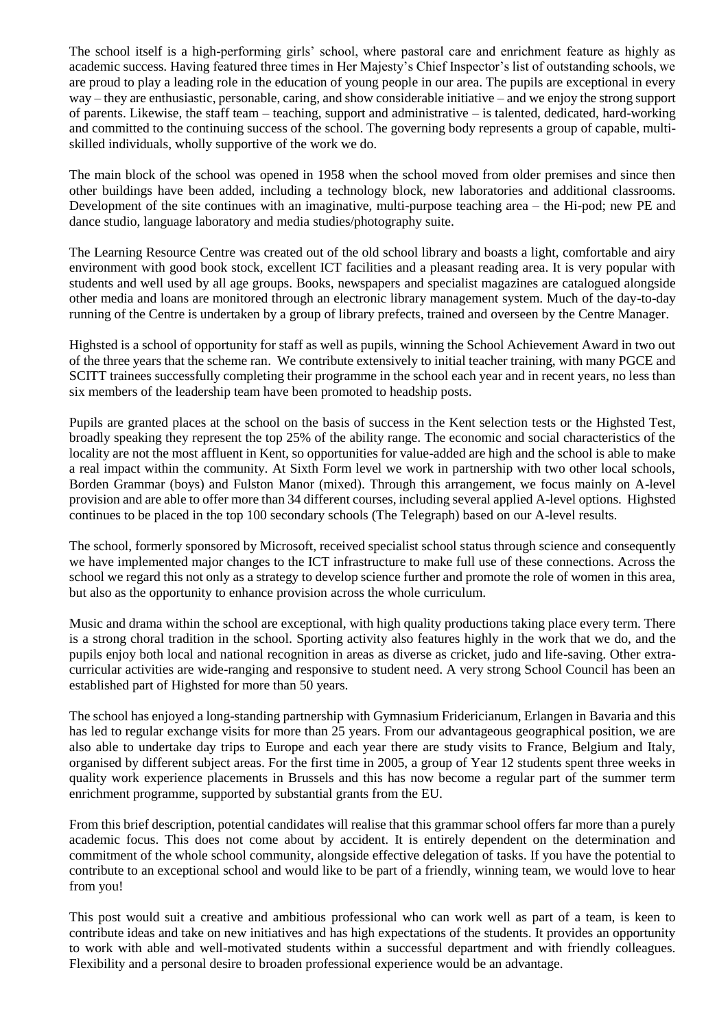The school itself is a high-performing girls' school, where pastoral care and enrichment feature as highly as academic success. Having featured three times in Her Majesty's Chief Inspector's list of outstanding schools, we are proud to play a leading role in the education of young people in our area. The pupils are exceptional in every way – they are enthusiastic, personable, caring, and show considerable initiative – and we enjoy the strong support of parents. Likewise, the staff team – teaching, support and administrative – is talented, dedicated, hard-working and committed to the continuing success of the school. The governing body represents a group of capable, multi-skilled individuals, wholly supportive of the work we do.

The main block of the school was opened in 1958 when the school moved from older premises and since then other buildings have been added, including a technology block, new laboratories and additional classrooms. Development of the site continues with an imaginative, multi-purpose teaching area – the Hi-pod; new PE and dance studio, language laboratory and media studies/photography suite.

The Learning Resource Centre was created out of the old school library and boasts a light, comfortable and airy environment with good book stock, excellent ICT facilities and a pleasant reading area. It is very popular with students and well used by all age groups. Books, newspapers and specialist magazines are catalogued alongside other media and loans are monitored through an electronic library management system. Much of the day-to-day running of the Centre is undertaken by a group of library prefects, trained and overseen by the Centre Manager.

Highsted is a school of opportunity for staff as well as pupils, winning the School Achievement Award in two out of the three years that the scheme ran. We contribute extensively to initial teacher training, with many PGCE and SCITT trainees successfully completing their programme in the school each year and in recent years, no less than six members of the leadership team have been promoted to headship posts.

Pupils are granted places at the school on the basis of success in the Kent selection tests or the Highsted Test, broadly speaking they represent the top 25% of the ability range. The economic and social characteristics of the locality are not the most affluent in Kent, so opportunities for value-added are high and the school is able to make a real impact within the community. At Sixth Form level we work in partnership with two other local schools, Borden Grammar (boys) and Fulston Manor (mixed). Through this arrangement, we focus mainly on A-level provision and are able to offer more than 34 different courses, including several applied A-level options. Highsted continues to be placed in the top 100 secondary schools (The Telegraph) based on our A-level results.

The school, formerly sponsored by Microsoft, received specialist school status through science and consequently we have implemented major changes to the ICT infrastructure to make full use of these connections. Across the school we regard this not only as a strategy to develop science further and promote the role of women in this area, but also as the opportunity to enhance provision across the whole curriculum.

Music and drama within the school are exceptional, with high quality productions taking place every term. There is a strong choral tradition in the school. Sporting activity also features highly in the work that we do, and the pupils enjoy both local and national recognition in areas as diverse as cricket, judo and life-saving. Other extra-curricular activities are wide-ranging and responsive to student need. A very strong School Council has been an established part of Highsted for more than 50 years.

The school has enjoyed a long-standing partnership with Gymnasium Fridericianum, Erlangen in Bavaria and this has led to regular exchange visits for more than 25 years. From our advantageous geographical position, we are also able to undertake day trips to Europe and each year there are study visits to France, Belgium and Italy, organised by different subject areas. For the first time in 2005, a group of Year 12 students spent three weeks in quality work experience placements in Brussels and this has now become a regular part of the summer term enrichment programme, supported by substantial grants from the EU.

From this brief description, potential candidates will realise that this grammar school offers far more than a purely academic focus. This does not come about by accident. It is entirely dependent on the determination and commitment of the whole school community, alongside effective delegation of tasks. If you have the potential to contribute to an exceptional school and would like to be part of a friendly, winning team, we would love to hear from you!

This post would suit a creative and ambitious professional who can work well as part of a team, is keen to contribute ideas and take on new initiatives and has high expectations of the students. It provides an opportunity to work with able and well-motivated students within a successful department and with friendly colleagues. Flexibility and a personal desire to broaden professional experience would be an advantage.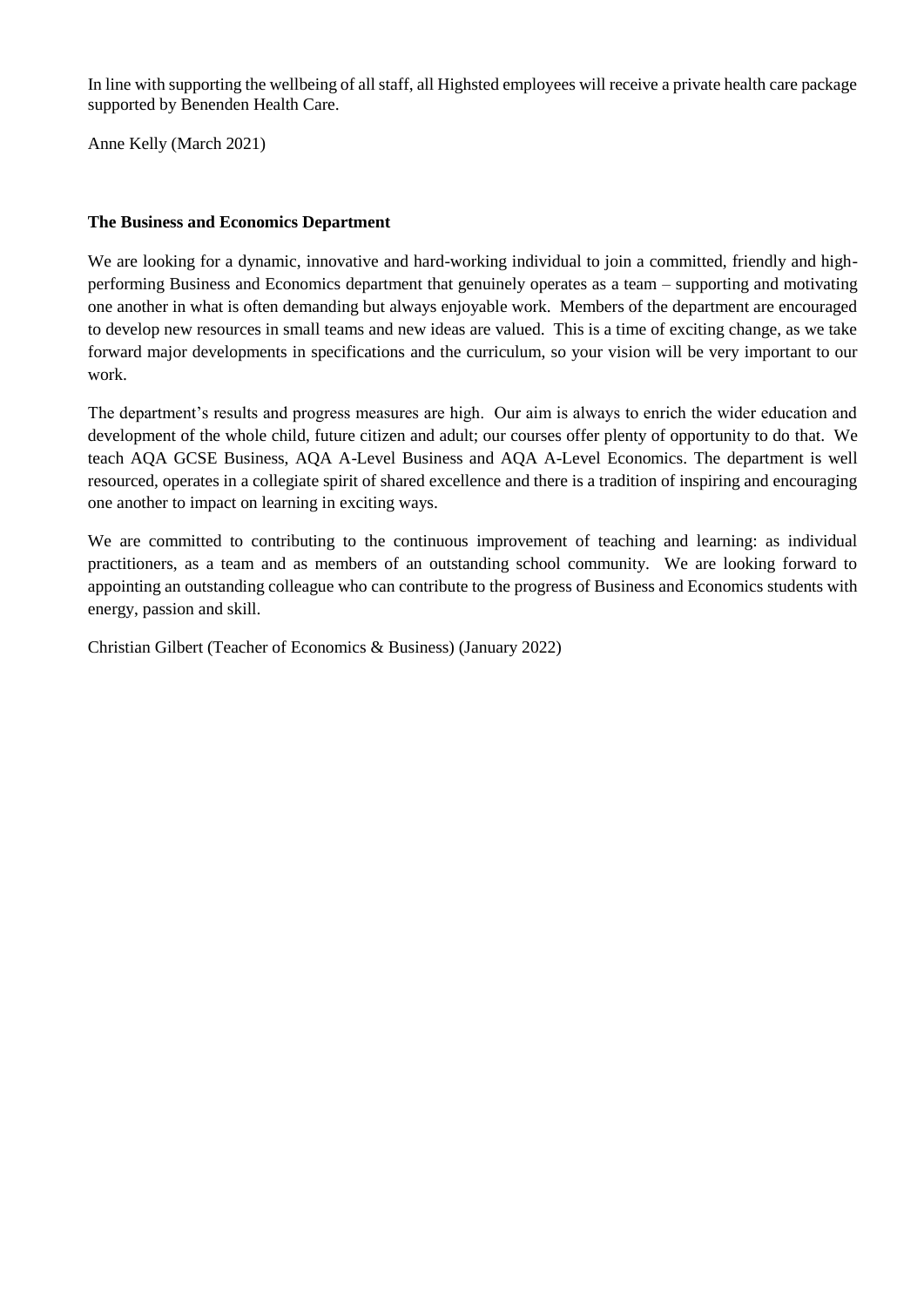In line with supporting the wellbeing of all staff, all Highsted employees will receive a private health care package supported by Benenden Health Care.

Anne Kelly (March 2021)

**The Business and Economics Department**

We are looking for a dynamic, innovative and hard-working individual to join a committed, friendly and high-performing Business and Economics department that genuinely operates as a team – supporting and motivating one another in what is often demanding but always enjoyable work. Members of the department are encouraged to develop new resources in small teams and new ideas are valued. This is a time of exciting change, as we take forward major developments in specifications and the curriculum, so your vision will be very important to our work.

The department's results and progress measures are high. Our aim is always to enrich the wider education and development of the whole child, future citizen and adult; our courses offer plenty of opportunity to do that. We teach AQA GCSE Business, AQA A-Level Business and AQA A-Level Economics. The department is well resourced, operates in a collegiate spirit of shared excellence and there is a tradition of inspiring and encouraging one another to impact on learning in exciting ways.

We are committed to contributing to the continuous improvement of teaching and learning: as individual practitioners, as a team and as members of an outstanding school community. We are looking forward to appointing an outstanding colleague who can contribute to the progress of Business and Economics students with energy, passion and skill.

Christian Gilbert (Teacher of Economics & Business) (January 2022)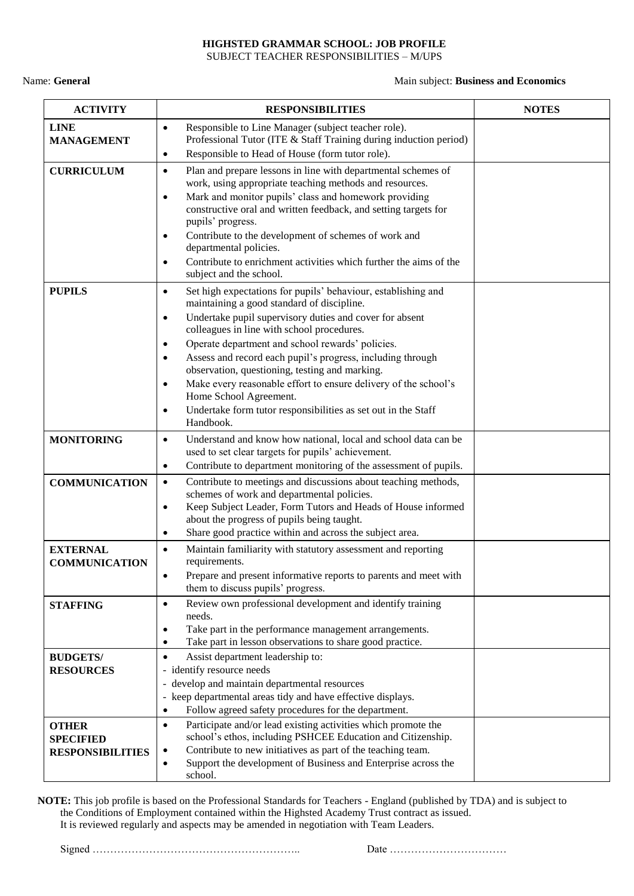**HIGHSTED GRAMMAR SCHOOL: JOB PROFILE**
SUBJECT TEACHER RESPONSIBILITIES – M/UPS

Name: **General**  Main subject: **Business and Economics**

| ACTIVITY | RESPONSIBILITIES | NOTES |
|---|---|---|
| **LINE MANAGEMENT** | • Responsible to Line Manager (subject teacher role). Professional Tutor (ITE & Staff Training during induction period)<br>• Responsible to Head of House (form tutor role). | |
| **CURRICULUM** | • Plan and prepare lessons in line with departmental schemes of work, using appropriate teaching methods and resources.<br>• Mark and monitor pupils' class and homework providing constructive oral and written feedback, and setting targets for pupils' progress.<br>• Contribute to the development of schemes of work and departmental policies.<br>• Contribute to enrichment activities which further the aims of the subject and the school. | |
| **PUPILS** | • Set high expectations for pupils' behaviour, establishing and maintaining a good standard of discipline.<br>• Undertake pupil supervisory duties and cover for absent colleagues in line with school procedures.<br>• Operate department and school rewards' policies.<br>• Assess and record each pupil's progress, including through observation, questioning, testing and marking.<br>• Make every reasonable effort to ensure delivery of the school's Home School Agreement.<br>• Undertake form tutor responsibilities as set out in the Staff Handbook. | |
| **MONITORING** | • Understand and know how national, local and school data can be used to set clear targets for pupils' achievement.<br>• Contribute to department monitoring of the assessment of pupils. | |
| **COMMUNICATION** | • Contribute to meetings and discussions about teaching methods, schemes of work and departmental policies.<br>• Keep Subject Leader, Form Tutors and Heads of House informed about the progress of pupils being taught.<br>• Share good practice within and across the subject area. | |
| **EXTERNAL COMMUNICATION** | • Maintain familiarity with statutory assessment and reporting requirements.<br>• Prepare and present informative reports to parents and meet with them to discuss pupils' progress. | |
| **STAFFING** | • Review own professional development and identify training needs.<br>• Take part in the performance management arrangements.<br>• Take part in lesson observations to share good practice. | |
| **BUDGETS/ RESOURCES** | • Assist department leadership to:<br>- identify resource needs<br>- develop and maintain departmental resources<br>- keep departmental areas tidy and have effective displays.<br>• Follow agreed safety procedures for the department. | |
| **OTHER SPECIFIED RESPONSIBILITIES** | • Participate and/or lead existing activities which promote the school's ethos, including PSHCEE Education and Citizenship.<br>• Contribute to new initiatives as part of the teaching team.<br>• Support the development of Business and Enterprise across the school. | |

**NOTE:** This job profile is based on the Professional Standards for Teachers - England (published by TDA) and is subject to the Conditions of Employment contained within the Highsted Academy Trust contract as issued.
It is reviewed regularly and aspects may be amended in negotiation with Team Leaders.

Signed ………………………………………………..  Date ……………………………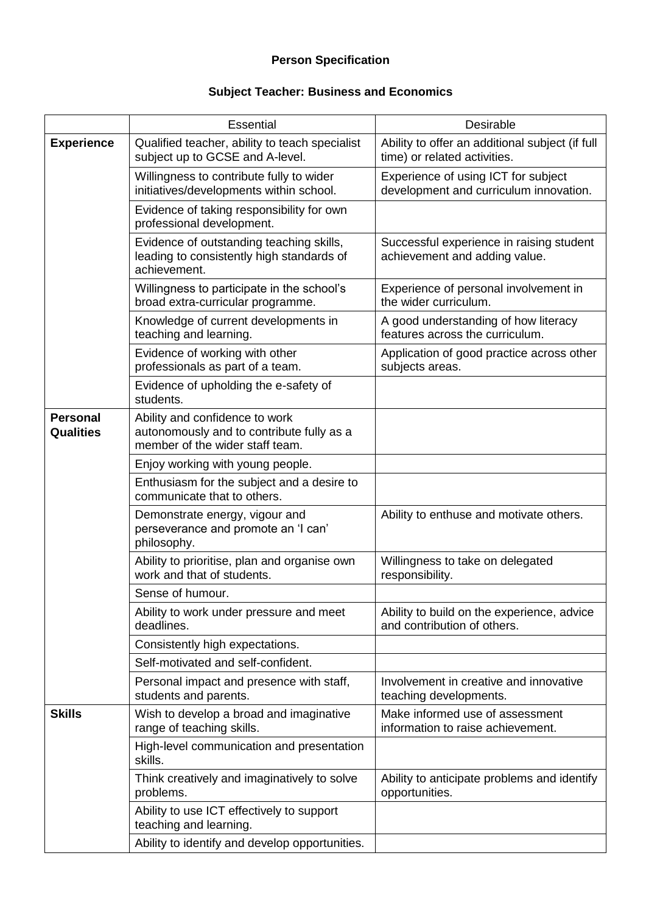# Person Specification

## Subject Teacher: Business and Economics

| | Essential | Desirable |
|---|---|---|
| **Experience** | Qualified teacher, ability to teach specialist subject up to GCSE and A-level. | Ability to offer an additional subject (if full time) or related activities. |
| | Willingness to contribute fully to wider initiatives/developments within school. | Experience of using ICT for subject development and curriculum innovation. |
| | Evidence of taking responsibility for own professional development. | |
| | Evidence of outstanding teaching skills, leading to consistently high standards of achievement. | Successful experience in raising student achievement and adding value. |
| | Willingness to participate in the school's broad extra-curricular programme. | Experience of personal involvement in the wider curriculum. |
| | Knowledge of current developments in teaching and learning. | A good understanding of how literacy features across the curriculum. |
| | Evidence of working with other professionals as part of a team. | Application of good practice across other subjects areas. |
| | Evidence of upholding the e-safety of students. | |
| **Personal Qualities** | Ability and confidence to work autonomously and to contribute fully as a member of the wider staff team. | |
| | Enjoy working with young people. | |
| | Enthusiasm for the subject and a desire to communicate that to others. | |
| | Demonstrate energy, vigour and perseverance and promote an 'I can' philosophy. | Ability to enthuse and motivate others. |
| | Ability to prioritise, plan and organise own work and that of students. | Willingness to take on delegated responsibility. |
| | Sense of humour. | |
| | Ability to work under pressure and meet deadlines. | Ability to build on the experience, advice and contribution of others. |
| | Consistently high expectations. | |
| | Self-motivated and self-confident. | |
| | Personal impact and presence with staff, students and parents. | Involvement in creative and innovative teaching developments. |
| **Skills** | Wish to develop a broad and imaginative range of teaching skills. | Make informed use of assessment information to raise achievement. |
| | High-level communication and presentation skills. | |
| | Think creatively and imaginatively to solve problems. | Ability to anticipate problems and identify opportunities. |
| | Ability to use ICT effectively to support teaching and learning. | |
| | Ability to identify and develop opportunities. | |